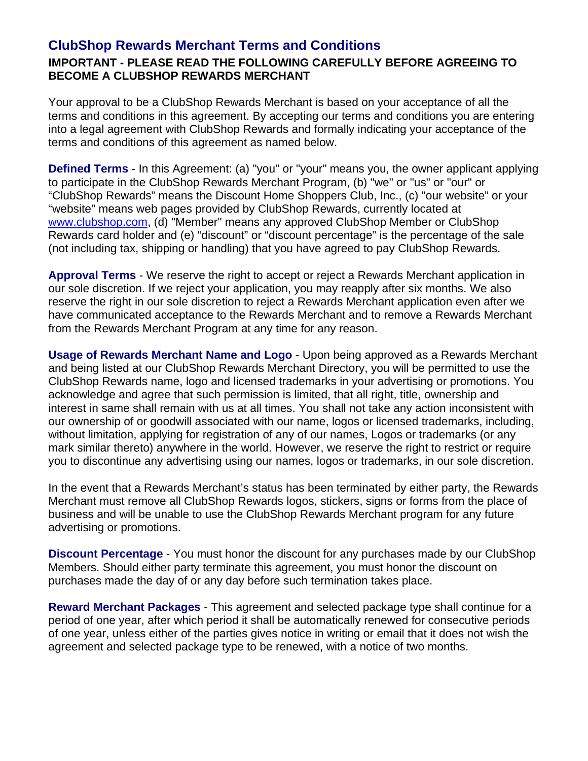# ClubShop Rewards Merchant Terms and Conditions

**IMPORTANT - PLEASE READ THE FOLLOWING CAREFULLY BEFORE AGREEING TO BECOME A CLUBSHOP REWARDS MERCHANT**

Your approval to be a ClubShop Rewards Merchant is based on your acceptance of all the terms and conditions in this agreement. By accepting our terms and conditions you are entering into a legal agreement with ClubShop Rewards and formally indicating your acceptance of the terms and conditions of this agreement as named below.

**Defined Terms** - In this Agreement: (a) "you" or "your" means you, the owner applicant applying to participate in the ClubShop Rewards Merchant Program, (b) "we" or "us" or "our" or "ClubShop Rewards" means the Discount Home Shoppers Club, Inc., (c) "our website" or your "website" means web pages provided by ClubShop Rewards, currently located at www.clubshop.com, (d) "Member" means any approved ClubShop Member or ClubShop Rewards card holder and (e) "discount" or "discount percentage" is the percentage of the sale (not including tax, shipping or handling) that you have agreed to pay ClubShop Rewards.

**Approval Terms** - We reserve the right to accept or reject a Rewards Merchant application in our sole discretion. If we reject your application, you may reapply after six months. We also reserve the right in our sole discretion to reject a Rewards Merchant application even after we have communicated acceptance to the Rewards Merchant and to remove a Rewards Merchant from the Rewards Merchant Program at any time for any reason.

**Usage of Rewards Merchant Name and Logo** - Upon being approved as a Rewards Merchant and being listed at our ClubShop Rewards Merchant Directory, you will be permitted to use the ClubShop Rewards name, logo and licensed trademarks in your advertising or promotions. You acknowledge and agree that such permission is limited, that all right, title, ownership and interest in same shall remain with us at all times. You shall not take any action inconsistent with our ownership of or goodwill associated with our name, logos or licensed trademarks, including, without limitation, applying for registration of any of our names, Logos or trademarks (or any mark similar thereto) anywhere in the world. However, we reserve the right to restrict or require you to discontinue any advertising using our names, logos or trademarks, in our sole discretion.

In the event that a Rewards Merchant's status has been terminated by either party, the Rewards Merchant must remove all ClubShop Rewards logos, stickers, signs or forms from the place of business and will be unable to use the ClubShop Rewards Merchant program for any future advertising or promotions.

**Discount Percentage** - You must honor the discount for any purchases made by our ClubShop Members. Should either party terminate this agreement, you must honor the discount on purchases made the day of or any day before such termination takes place.

**Reward Merchant Packages** - This agreement and selected package type shall continue for a period of one year, after which period it shall be automatically renewed for consecutive periods of one year, unless either of the parties gives notice in writing or email that it does not wish the agreement and selected package type to be renewed, with a notice of two months.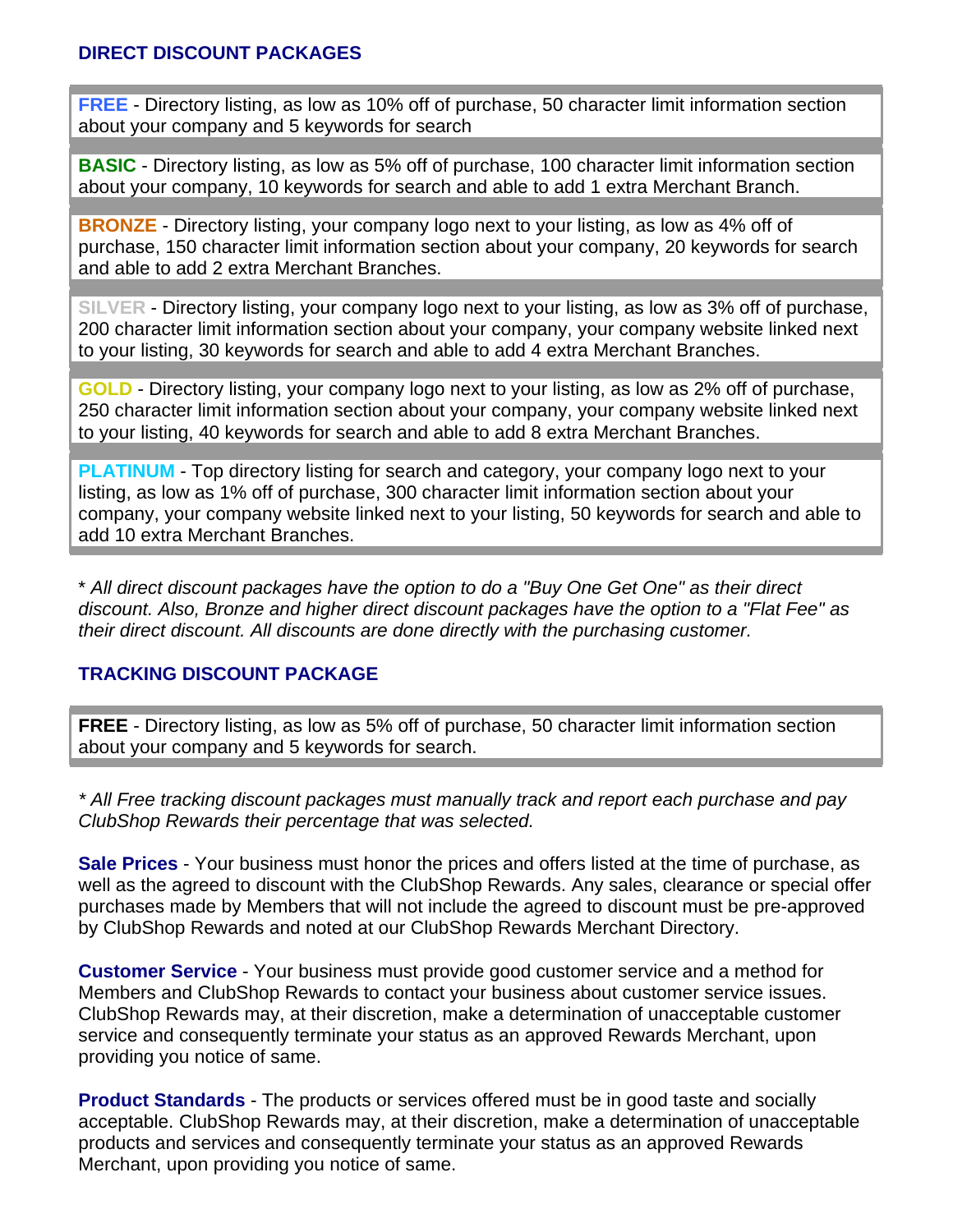## DIRECT DISCOUNT PACKAGES

**FREE** - Directory listing, as low as 10% off of purchase, 50 character limit information section about your company and 5 keywords for search

**BASIC** - Directory listing, as low as 5% off of purchase, 100 character limit information section about your company, 10 keywords for search and able to add 1 extra Merchant Branch.

**BRONZE** - Directory listing, your company logo next to your listing, as low as 4% off of purchase, 150 character limit information section about your company, 20 keywords for search and able to add 2 extra Merchant Branches.

**SILVER** - Directory listing, your company logo next to your listing, as low as 3% off of purchase, 200 character limit information section about your company, your company website linked next to your listing, 30 keywords for search and able to add 4 extra Merchant Branches.

**GOLD** - Directory listing, your company logo next to your listing, as low as 2% off of purchase, 250 character limit information section about your company, your company website linked next to your listing, 40 keywords for search and able to add 8 extra Merchant Branches.

**PLATINUM** - Top directory listing for search and category, your company logo next to your listing, as low as 1% off of purchase, 300 character limit information section about your company, your company website linked next to your listing, 50 keywords for search and able to add 10 extra Merchant Branches.

\* *All direct discount packages have the option to do a "Buy One Get One" as their direct discount. Also, Bronze and higher direct discount packages have the option to a "Flat Fee" as their direct discount. All discounts are done directly with the purchasing customer.*

## TRACKING DISCOUNT PACKAGE

**FREE** - Directory listing, as low as 5% off of purchase, 50 character limit information section about your company and 5 keywords for search.

*\* All Free tracking discount packages must manually track and report each purchase and pay ClubShop Rewards their percentage that was selected.*

**Sale Prices** - Your business must honor the prices and offers listed at the time of purchase, as well as the agreed to discount with the ClubShop Rewards. Any sales, clearance or special offer purchases made by Members that will not include the agreed to discount must be pre-approved by ClubShop Rewards and noted at our ClubShop Rewards Merchant Directory.

**Customer Service** - Your business must provide good customer service and a method for Members and ClubShop Rewards to contact your business about customer service issues. ClubShop Rewards may, at their discretion, make a determination of unacceptable customer service and consequently terminate your status as an approved Rewards Merchant, upon providing you notice of same.

**Product Standards** - The products or services offered must be in good taste and socially acceptable. ClubShop Rewards may, at their discretion, make a determination of unacceptable products and services and consequently terminate your status as an approved Rewards Merchant, upon providing you notice of same.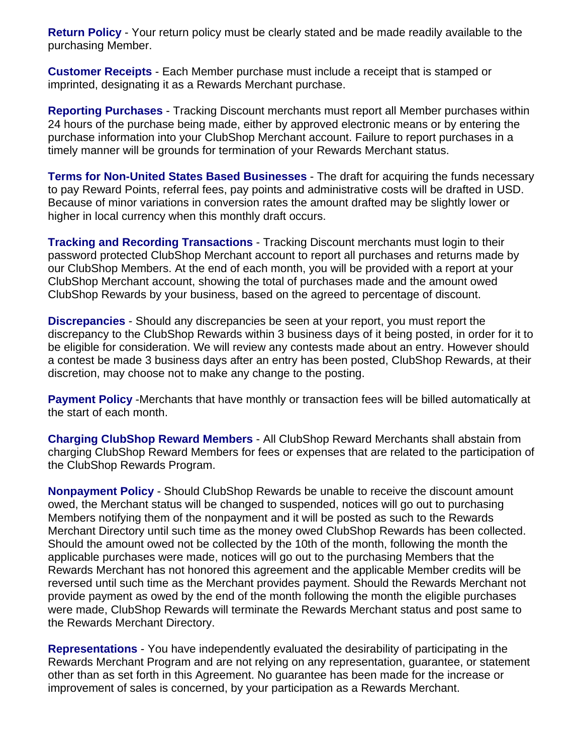**Return Policy** - Your return policy must be clearly stated and be made readily available to the purchasing Member.

**Customer Receipts** - Each Member purchase must include a receipt that is stamped or imprinted, designating it as a Rewards Merchant purchase.

**Reporting Purchases** - Tracking Discount merchants must report all Member purchases within 24 hours of the purchase being made, either by approved electronic means or by entering the purchase information into your ClubShop Merchant account. Failure to report purchases in a timely manner will be grounds for termination of your Rewards Merchant status.

**Terms for Non-United States Based Businesses** - The draft for acquiring the funds necessary to pay Reward Points, referral fees, pay points and administrative costs will be drafted in USD. Because of minor variations in conversion rates the amount drafted may be slightly lower or higher in local currency when this monthly draft occurs.

**Tracking and Recording Transactions** - Tracking Discount merchants must login to their password protected ClubShop Merchant account to report all purchases and returns made by our ClubShop Members. At the end of each month, you will be provided with a report at your ClubShop Merchant account, showing the total of purchases made and the amount owed ClubShop Rewards by your business, based on the agreed to percentage of discount.

**Discrepancies** - Should any discrepancies be seen at your report, you must report the discrepancy to the ClubShop Rewards within 3 business days of it being posted, in order for it to be eligible for consideration. We will review any contests made about an entry. However should a contest be made 3 business days after an entry has been posted, ClubShop Rewards, at their discretion, may choose not to make any change to the posting.

**Payment Policy** -Merchants that have monthly or transaction fees will be billed automatically at the start of each month.

**Charging ClubShop Reward Members** - All ClubShop Reward Merchants shall abstain from charging ClubShop Reward Members for fees or expenses that are related to the participation of the ClubShop Rewards Program.

**Nonpayment Policy** - Should ClubShop Rewards be unable to receive the discount amount owed, the Merchant status will be changed to suspended, notices will go out to purchasing Members notifying them of the nonpayment and it will be posted as such to the Rewards Merchant Directory until such time as the money owed ClubShop Rewards has been collected. Should the amount owed not be collected by the 10th of the month, following the month the applicable purchases were made, notices will go out to the purchasing Members that the Rewards Merchant has not honored this agreement and the applicable Member credits will be reversed until such time as the Merchant provides payment. Should the Rewards Merchant not provide payment as owed by the end of the month following the month the eligible purchases were made, ClubShop Rewards will terminate the Rewards Merchant status and post same to the Rewards Merchant Directory.

**Representations** - You have independently evaluated the desirability of participating in the Rewards Merchant Program and are not relying on any representation, guarantee, or statement other than as set forth in this Agreement. No guarantee has been made for the increase or improvement of sales is concerned, by your participation as a Rewards Merchant.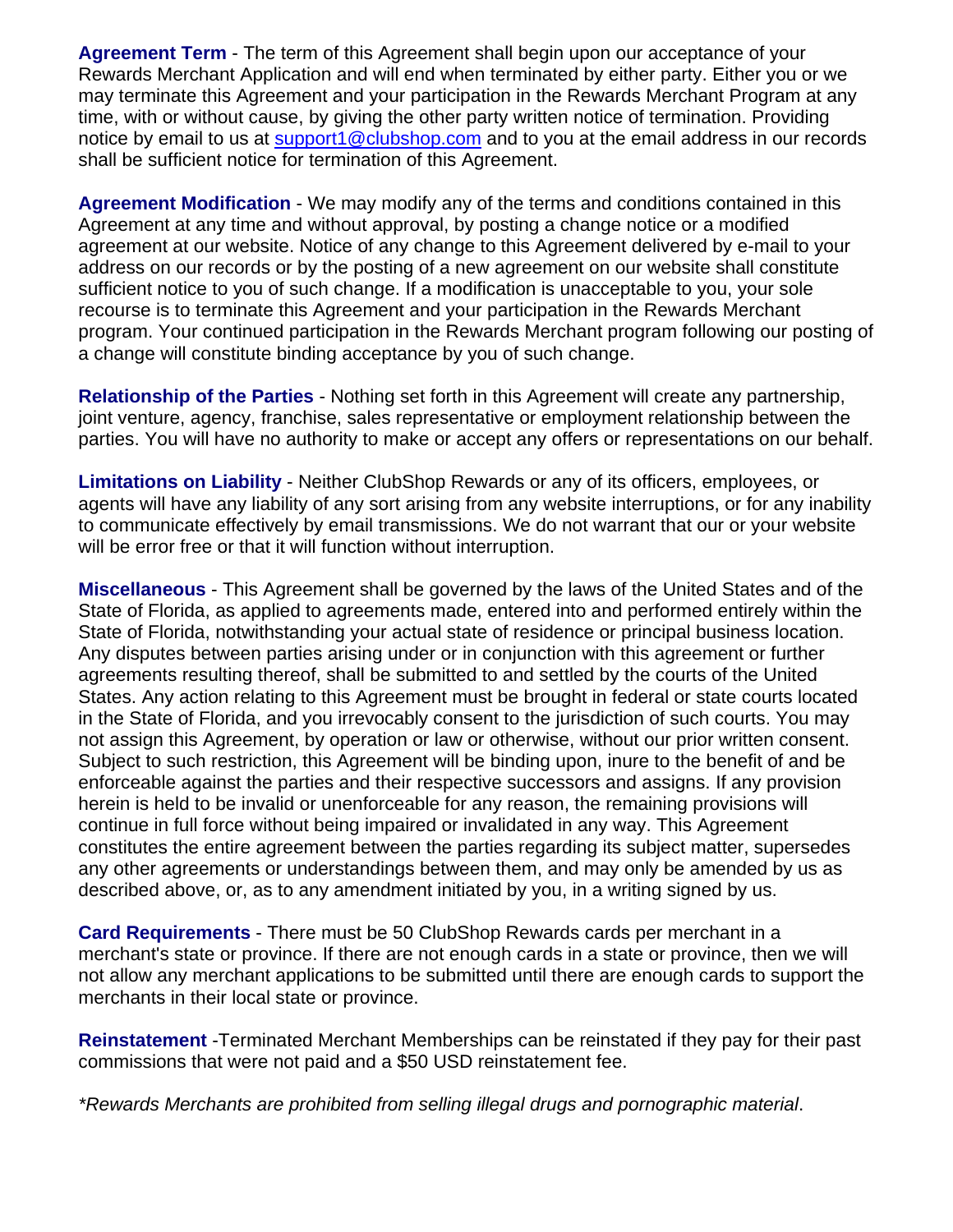**Agreement Term** - The term of this Agreement shall begin upon our acceptance of your Rewards Merchant Application and will end when terminated by either party. Either you or we may terminate this Agreement and your participation in the Rewards Merchant Program at any time, with or without cause, by giving the other party written notice of termination. Providing notice by email to us at support1@clubshop.com and to you at the email address in our records shall be sufficient notice for termination of this Agreement.

**Agreement Modification** - We may modify any of the terms and conditions contained in this Agreement at any time and without approval, by posting a change notice or a modified agreement at our website. Notice of any change to this Agreement delivered by e-mail to your address on our records or by the posting of a new agreement on our website shall constitute sufficient notice to you of such change. If a modification is unacceptable to you, your sole recourse is to terminate this Agreement and your participation in the Rewards Merchant program. Your continued participation in the Rewards Merchant program following our posting of a change will constitute binding acceptance by you of such change.

**Relationship of the Parties** - Nothing set forth in this Agreement will create any partnership, joint venture, agency, franchise, sales representative or employment relationship between the parties. You will have no authority to make or accept any offers or representations on our behalf.

**Limitations on Liability** - Neither ClubShop Rewards or any of its officers, employees, or agents will have any liability of any sort arising from any website interruptions, or for any inability to communicate effectively by email transmissions. We do not warrant that our or your website will be error free or that it will function without interruption.

**Miscellaneous** - This Agreement shall be governed by the laws of the United States and of the State of Florida, as applied to agreements made, entered into and performed entirely within the State of Florida, notwithstanding your actual state of residence or principal business location. Any disputes between parties arising under or in conjunction with this agreement or further agreements resulting thereof, shall be submitted to and settled by the courts of the United States. Any action relating to this Agreement must be brought in federal or state courts located in the State of Florida, and you irrevocably consent to the jurisdiction of such courts. You may not assign this Agreement, by operation or law or otherwise, without our prior written consent. Subject to such restriction, this Agreement will be binding upon, inure to the benefit of and be enforceable against the parties and their respective successors and assigns. If any provision herein is held to be invalid or unenforceable for any reason, the remaining provisions will continue in full force without being impaired or invalidated in any way. This Agreement constitutes the entire agreement between the parties regarding its subject matter, supersedes any other agreements or understandings between them, and may only be amended by us as described above, or, as to any amendment initiated by you, in a writing signed by us.

**Card Requirements** - There must be 50 ClubShop Rewards cards per merchant in a merchant's state or province. If there are not enough cards in a state or province, then we will not allow any merchant applications to be submitted until there are enough cards to support the merchants in their local state or province.

**Reinstatement** -Terminated Merchant Memberships can be reinstated if they pay for their past commissions that were not paid and a $50 USD reinstatement fee.

*\*Rewards Merchants are prohibited from selling illegal drugs and pornographic material*.